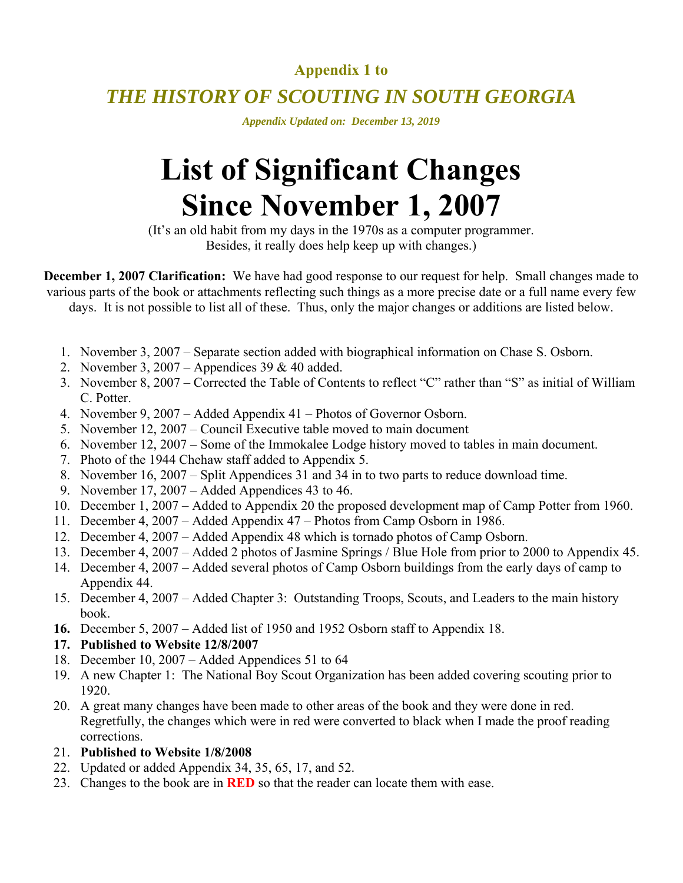**Appendix 1 to**

## *THE HISTORY OF SCOUTING IN SOUTH GEORGIA*

***Appendix Updated on: December 13, 2019***

# List of Significant Changes Since November 1, 2007

(It's an old habit from my days in the 1970s as a computer programmer.
Besides, it really does help keep up with changes.)

**December 1, 2007 Clarification:** We have had good response to our request for help. Small changes made to various parts of the book or attachments reflecting such things as a more precise date or a full name every few days. It is not possible to list all of these. Thus, only the major changes or additions are listed below.

1. November 3, 2007 – Separate section added with biographical information on Chase S. Osborn.
2. November 3, 2007 – Appendices 39 & 40 added.
3. November 8, 2007 – Corrected the Table of Contents to reflect "C" rather than "S" as initial of William C. Potter.
4. November 9, 2007 – Added Appendix 41 – Photos of Governor Osborn.
5. November 12, 2007 – Council Executive table moved to main document
6. November 12, 2007 – Some of the Immokalee Lodge history moved to tables in main document.
7. Photo of the 1944 Chehaw staff added to Appendix 5.
8. November 16, 2007 – Split Appendices 31 and 34 in to two parts to reduce download time.
9. November 17, 2007 – Added Appendices 43 to 46.
10. December 1, 2007 – Added to Appendix 20 the proposed development map of Camp Potter from 1960.
11. December 4, 2007 – Added Appendix 47 – Photos from Camp Osborn in 1986.
12. December 4, 2007 – Added Appendix 48 which is tornado photos of Camp Osborn.
13. December 4, 2007 – Added 2 photos of Jasmine Springs / Blue Hole from prior to 2000 to Appendix 45.
14. December 4, 2007 – Added several photos of Camp Osborn buildings from the early days of camp to Appendix 44.
15. December 4, 2007 – Added Chapter 3: Outstanding Troops, Scouts, and Leaders to the main history book.
16. December 5, 2007 – Added list of 1950 and 1952 Osborn staff to Appendix 18.
17. **Published to Website 12/8/2007**
18. December 10, 2007 – Added Appendices 51 to 64
19. A new Chapter 1: The National Boy Scout Organization has been added covering scouting prior to 1920.
20. A great many changes have been made to other areas of the book and they were done in red. Regretfully, the changes which were in red were converted to black when I made the proof reading corrections.
21. **Published to Website 1/8/2008**
22. Updated or added Appendix 34, 35, 65, 17, and 52.
23. Changes to the book are in **RED** so that the reader can locate them with ease.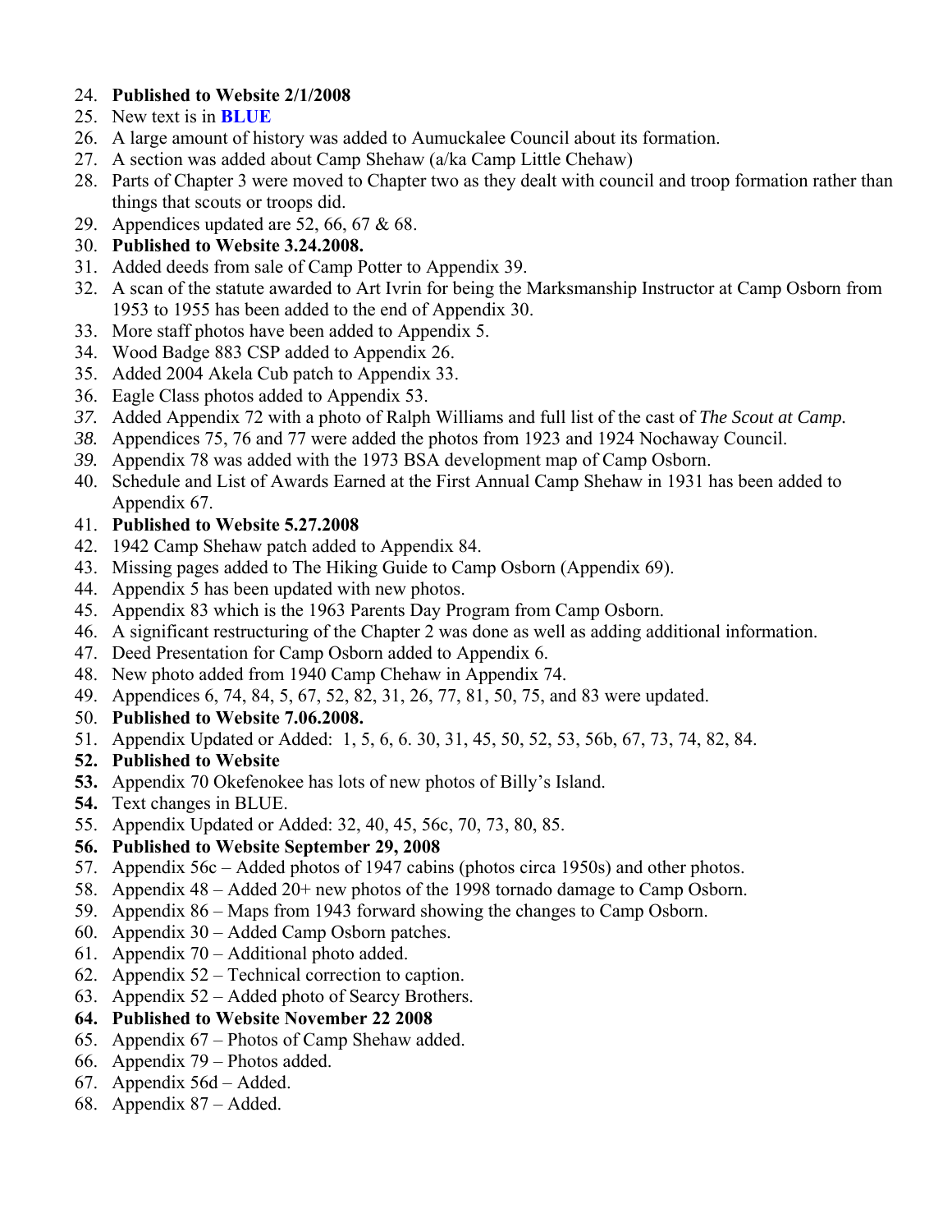24. **Published to Website 2/1/2008**
25. New text is in **BLUE**
26. A large amount of history was added to Aumuckalee Council about its formation.
27. A section was added about Camp Shehaw (a/ka Camp Little Chehaw)
28. Parts of Chapter 3 were moved to Chapter two as they dealt with council and troop formation rather than things that scouts or troops did.
29. Appendices updated are 52, 66, 67 & 68.
30. **Published to Website 3.24.2008.**
31. Added deeds from sale of Camp Potter to Appendix 39.
32. A scan of the statute awarded to Art Ivrin for being the Marksmanship Instructor at Camp Osborn from 1953 to 1955 has been added to the end of Appendix 30.
33. More staff photos have been added to Appendix 5.
34. Wood Badge 883 CSP added to Appendix 26.
35. Added 2004 Akela Cub patch to Appendix 33.
36. Eagle Class photos added to Appendix 53.
37. Added Appendix 72 with a photo of Ralph Williams and full list of the cast of *The Scout at Camp.*
38. Appendices 75, 76 and 77 were added the photos from 1923 and 1924 Nochaway Council.
39. Appendix 78 was added with the 1973 BSA development map of Camp Osborn.
40. Schedule and List of Awards Earned at the First Annual Camp Shehaw in 1931 has been added to Appendix 67.
41. **Published to Website 5.27.2008**
42. 1942 Camp Shehaw patch added to Appendix 84.
43. Missing pages added to The Hiking Guide to Camp Osborn (Appendix 69).
44. Appendix 5 has been updated with new photos.
45. Appendix 83 which is the 1963 Parents Day Program from Camp Osborn.
46. A significant restructuring of the Chapter 2 was done as well as adding additional information.
47. Deed Presentation for Camp Osborn added to Appendix 6.
48. New photo added from 1940 Camp Chehaw in Appendix 74.
49. Appendices 6, 74, 84, 5, 67, 52, 82, 31, 26, 77, 81, 50, 75, and 83 were updated.
50. **Published to Website 7.06.2008.**
51. Appendix Updated or Added: 1, 5, 6, 6. 30, 31, 45, 50, 52, 53, 56b, 67, 73, 74, 82, 84.
52. **Published to Website**
53. Appendix 70 Okefenokee has lots of new photos of Billy's Island.
54. Text changes in BLUE.
55. Appendix Updated or Added: 32, 40, 45, 56c, 70, 73, 80, 85.
56. **Published to Website September 29, 2008**
57. Appendix 56c – Added photos of 1947 cabins (photos circa 1950s) and other photos.
58. Appendix 48 – Added 20+ new photos of the 1998 tornado damage to Camp Osborn.
59. Appendix 86 – Maps from 1943 forward showing the changes to Camp Osborn.
60. Appendix 30 – Added Camp Osborn patches.
61. Appendix 70 – Additional photo added.
62. Appendix 52 – Technical correction to caption.
63. Appendix 52 – Added photo of Searcy Brothers.
64. **Published to Website November 22 2008**
65. Appendix 67 – Photos of Camp Shehaw added.
66. Appendix 79 – Photos added.
67. Appendix 56d – Added.
68. Appendix 87 – Added.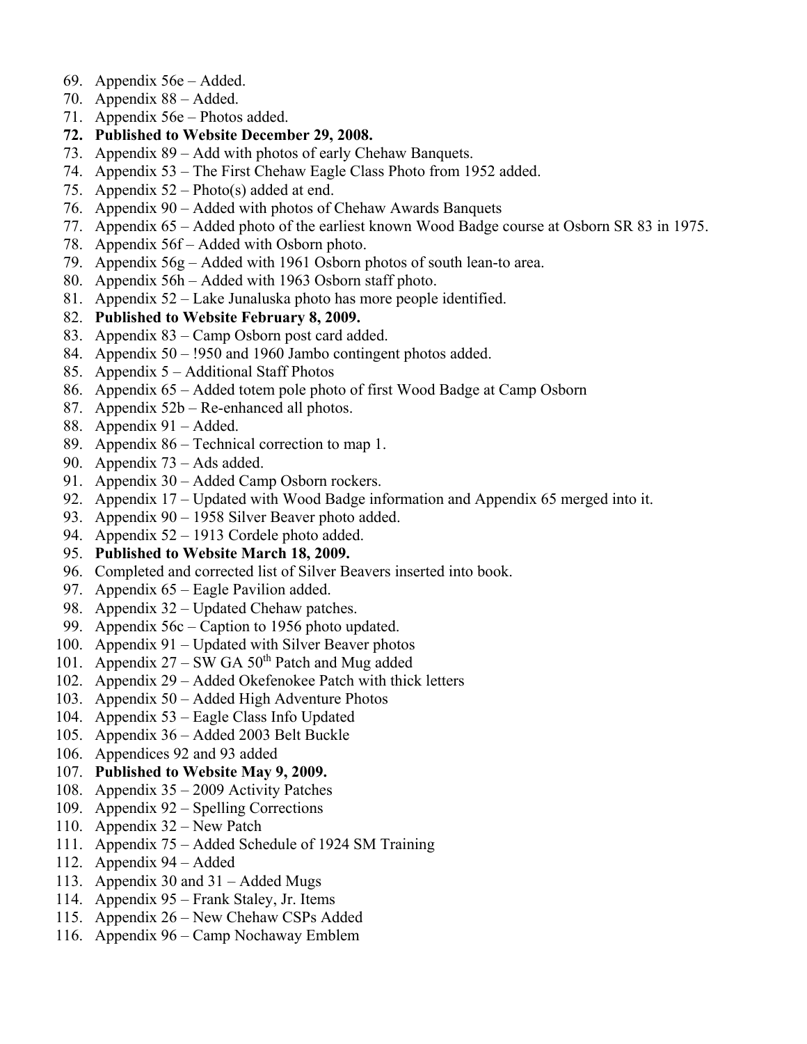69. Appendix 56e – Added.
70. Appendix 88 – Added.
71. Appendix 56e – Photos added.
72. **Published to Website December 29, 2008.**
73. Appendix 89 – Add with photos of early Chehaw Banquets.
74. Appendix 53 – The First Chehaw Eagle Class Photo from 1952 added.
75. Appendix 52 – Photo(s) added at end.
76. Appendix 90 – Added with photos of Chehaw Awards Banquets
77. Appendix 65 – Added photo of the earliest known Wood Badge course at Osborn SR 83 in 1975.
78. Appendix 56f – Added with Osborn photo.
79. Appendix 56g – Added with 1961 Osborn photos of south lean-to area.
80. Appendix 56h – Added with 1963 Osborn staff photo.
81. Appendix 52 – Lake Junaluska photo has more people identified.
82. **Published to Website February 8, 2009.**
83. Appendix 83 – Camp Osborn post card added.
84. Appendix 50 – !950 and 1960 Jambo contingent photos added.
85. Appendix 5 – Additional Staff Photos
86. Appendix 65 – Added totem pole photo of first Wood Badge at Camp Osborn
87. Appendix 52b – Re-enhanced all photos.
88. Appendix 91 – Added.
89. Appendix 86 – Technical correction to map 1.
90. Appendix 73 – Ads added.
91. Appendix 30 – Added Camp Osborn rockers.
92. Appendix 17 – Updated with Wood Badge information and Appendix 65 merged into it.
93. Appendix 90 – 1958 Silver Beaver photo added.
94. Appendix 52 – 1913 Cordele photo added.
95. **Published to Website March 18, 2009.**
96. Completed and corrected list of Silver Beavers inserted into book.
97. Appendix 65 – Eagle Pavilion added.
98. Appendix 32 – Updated Chehaw patches.
99. Appendix 56c – Caption to 1956 photo updated.
100. Appendix 91 – Updated with Silver Beaver photos
101. Appendix 27 – SW GA 50th Patch and Mug added
102. Appendix 29 – Added Okefenokee Patch with thick letters
103. Appendix 50 – Added High Adventure Photos
104. Appendix 53 – Eagle Class Info Updated
105. Appendix 36 – Added 2003 Belt Buckle
106. Appendices 92 and 93 added
107. **Published to Website May 9, 2009.**
108. Appendix 35 – 2009 Activity Patches
109. Appendix 92 – Spelling Corrections
110. Appendix 32 – New Patch
111. Appendix 75 – Added Schedule of 1924 SM Training
112. Appendix 94 – Added
113. Appendix 30 and 31 – Added Mugs
114. Appendix 95 – Frank Staley, Jr. Items
115. Appendix 26 – New Chehaw CSPs Added
116. Appendix 96 – Camp Nochaway Emblem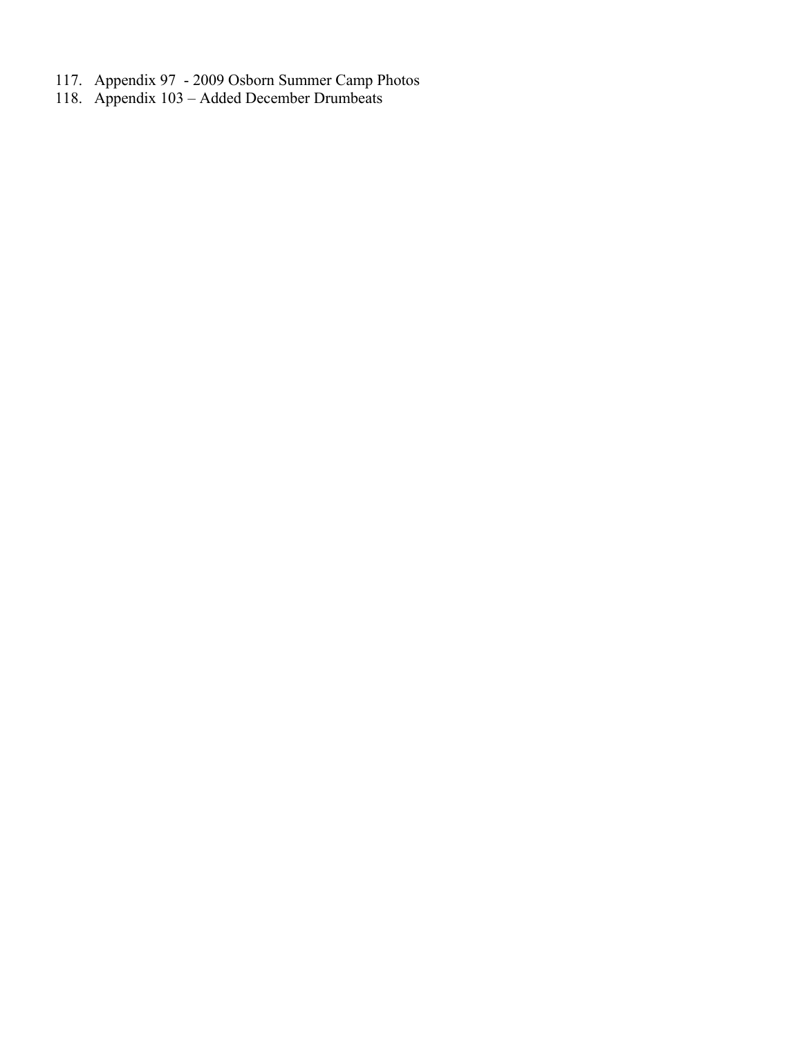117. Appendix 97 - 2009 Osborn Summer Camp Photos
118. Appendix 103 – Added December Drumbeats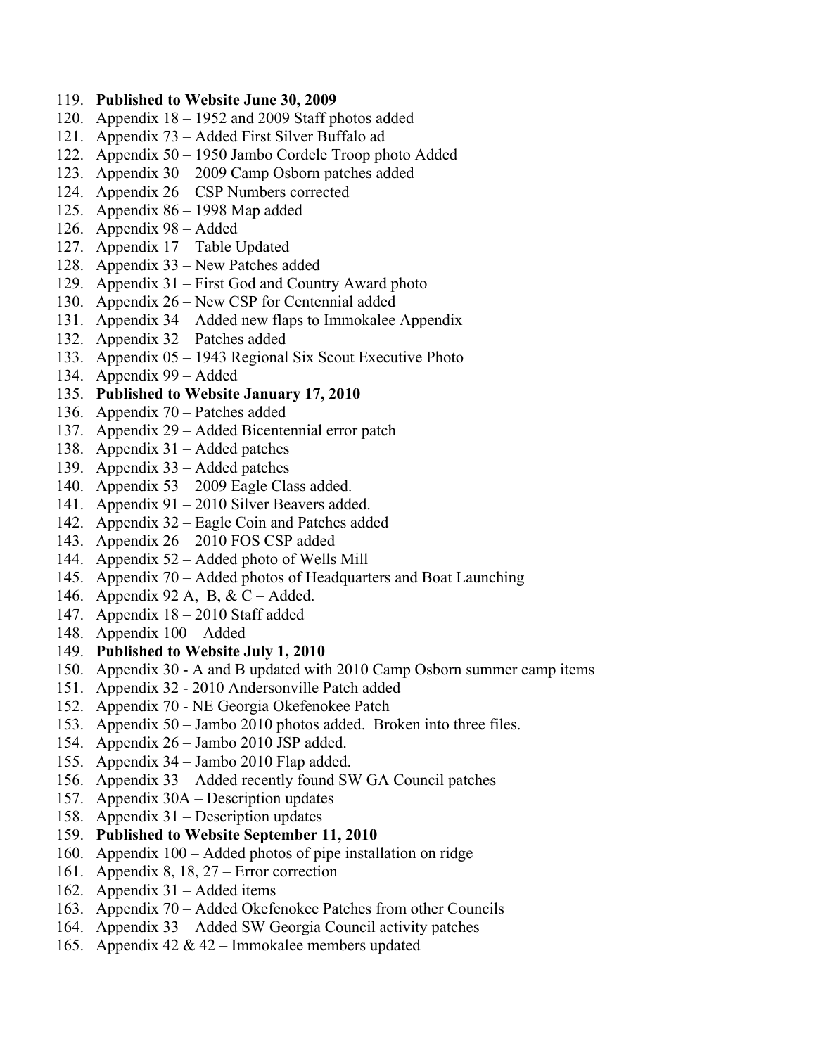119. **Published to Website June 30, 2009**
120. Appendix 18 – 1952 and 2009 Staff photos added
121. Appendix 73 – Added First Silver Buffalo ad
122. Appendix 50 – 1950 Jambo Cordele Troop photo Added
123. Appendix 30 – 2009 Camp Osborn patches added
124. Appendix 26 – CSP Numbers corrected
125. Appendix 86 – 1998 Map added
126. Appendix 98 – Added
127. Appendix 17 – Table Updated
128. Appendix 33 – New Patches added
129. Appendix 31 – First God and Country Award photo
130. Appendix 26 – New CSP for Centennial added
131. Appendix 34 – Added new flaps to Immokalee Appendix
132. Appendix 32 – Patches added
133. Appendix 05 – 1943 Regional Six Scout Executive Photo
134. Appendix 99 – Added
135. **Published to Website January 17, 2010**
136. Appendix 70 – Patches added
137. Appendix 29 – Added Bicentennial error patch
138. Appendix 31 – Added patches
139. Appendix 33 – Added patches
140. Appendix 53 – 2009 Eagle Class added.
141. Appendix 91 – 2010 Silver Beavers added.
142. Appendix 32 – Eagle Coin and Patches added
143. Appendix 26 – 2010 FOS CSP added
144. Appendix 52 – Added photo of Wells Mill
145. Appendix 70 – Added photos of Headquarters and Boat Launching
146. Appendix 92 A, B, & C – Added.
147. Appendix 18 – 2010 Staff added
148. Appendix 100 – Added
149. **Published to Website July 1, 2010**
150. Appendix 30 - A and B updated with 2010 Camp Osborn summer camp items
151. Appendix 32 - 2010 Andersonville Patch added
152. Appendix 70 - NE Georgia Okefenokee Patch
153. Appendix 50 – Jambo 2010 photos added. Broken into three files.
154. Appendix 26 – Jambo 2010 JSP added.
155. Appendix 34 – Jambo 2010 Flap added.
156. Appendix 33 – Added recently found SW GA Council patches
157. Appendix 30A – Description updates
158. Appendix 31 – Description updates
159. **Published to Website September 11, 2010**
160. Appendix 100 – Added photos of pipe installation on ridge
161. Appendix 8, 18, 27 – Error correction
162. Appendix 31 – Added items
163. Appendix 70 – Added Okefenokee Patches from other Councils
164. Appendix 33 – Added SW Georgia Council activity patches
165. Appendix 42 & 42 – Immokalee members updated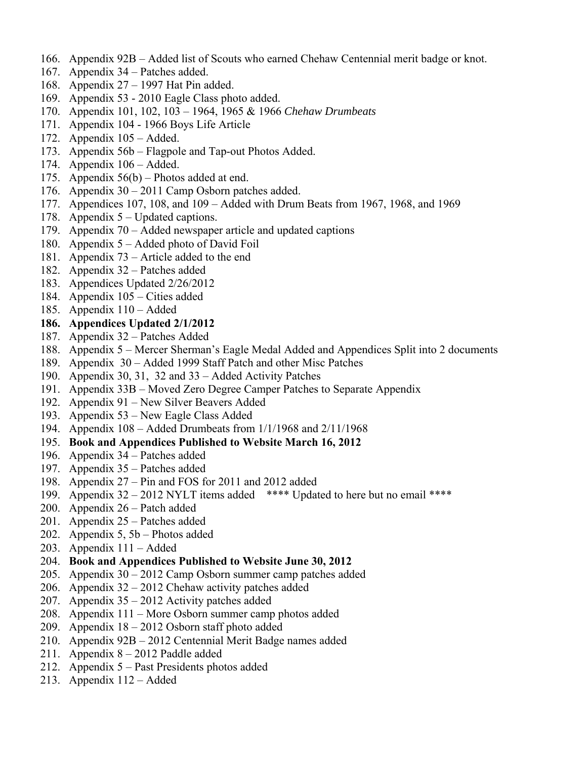166. Appendix 92B – Added list of Scouts who earned Chehaw Centennial merit badge or knot.
167. Appendix 34 – Patches added.
168. Appendix 27 – 1997 Hat Pin added.
169. Appendix 53 - 2010 Eagle Class photo added.
170. Appendix 101, 102, 103 – 1964, 1965 & 1966 *Chehaw Drumbeats*
171. Appendix 104 - 1966 Boys Life Article
172. Appendix 105 – Added.
173. Appendix 56b – Flagpole and Tap-out Photos Added.
174. Appendix 106 – Added.
175. Appendix 56(b) – Photos added at end.
176. Appendix 30 – 2011 Camp Osborn patches added.
177. Appendices 107, 108, and 109 – Added with Drum Beats from 1967, 1968, and 1969
178. Appendix 5 – Updated captions.
179. Appendix 70 – Added newspaper article and updated captions
180. Appendix 5 – Added photo of David Foil
181. Appendix 73 – Article added to the end
182. Appendix 32 – Patches added
183. Appendices Updated 2/26/2012
184. Appendix 105 – Cities added
185. Appendix 110 – Added
186. **Appendices Updated 2/1/2012**
187. Appendix 32 – Patches Added
188. Appendix 5 – Mercer Sherman's Eagle Medal Added and Appendices Split into 2 documents
189. Appendix 30 – Added 1999 Staff Patch and other Misc Patches
190. Appendix 30, 31, 32 and 33 – Added Activity Patches
191. Appendix 33B – Moved Zero Degree Camper Patches to Separate Appendix
192. Appendix 91 – New Silver Beavers Added
193. Appendix 53 – New Eagle Class Added
194. Appendix 108 – Added Drumbeats from 1/1/1968 and 2/11/1968
195. **Book and Appendices Published to Website March 16, 2012**
196. Appendix 34 – Patches added
197. Appendix 35 – Patches added
198. Appendix 27 – Pin and FOS for 2011 and 2012 added
199. Appendix 32 – 2012 NYLT items added **** Updated to here but no email ****
200. Appendix 26 – Patch added
201. Appendix 25 – Patches added
202. Appendix 5, 5b – Photos added
203. Appendix 111 – Added
204. **Book and Appendices Published to Website June 30, 2012**
205. Appendix 30 – 2012 Camp Osborn summer camp patches added
206. Appendix 32 – 2012 Chehaw activity patches added
207. Appendix 35 – 2012 Activity patches added
208. Appendix 111 – More Osborn summer camp photos added
209. Appendix 18 – 2012 Osborn staff photo added
210. Appendix 92B – 2012 Centennial Merit Badge names added
211. Appendix 8 – 2012 Paddle added
212. Appendix 5 – Past Presidents photos added
213. Appendix 112 – Added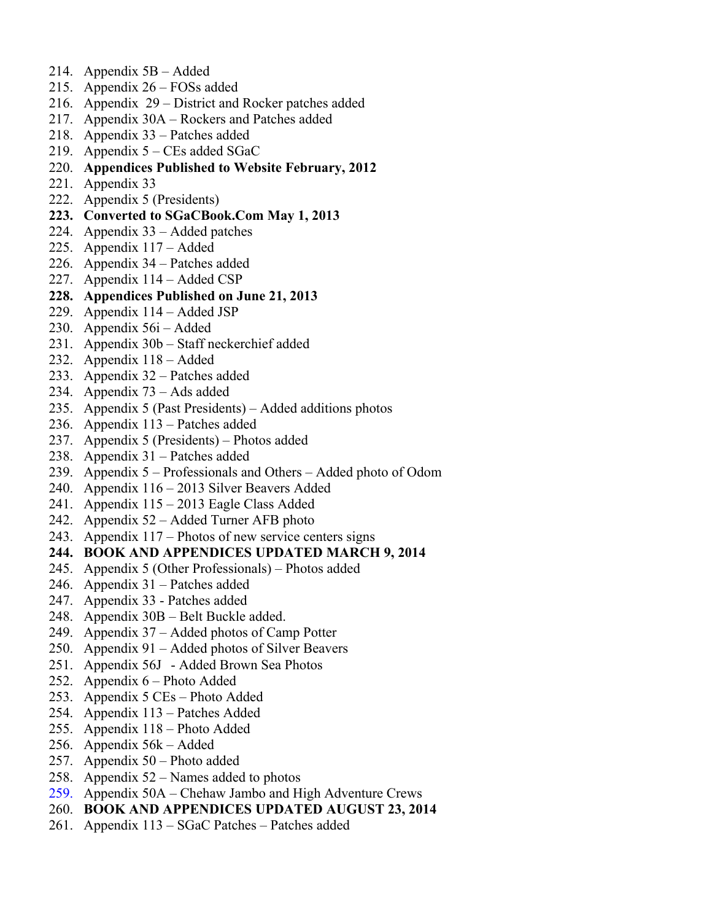214. Appendix 5B – Added
215. Appendix 26 – FOSs added
216. Appendix 29 – District and Rocker patches added
217. Appendix 30A – Rockers and Patches added
218. Appendix 33 – Patches added
219. Appendix 5 – CEs added SGaC
220. **Appendices Published to Website February, 2012**
221. Appendix 33
222. Appendix 5 (Presidents)
223. **Converted to SGaCBook.Com May 1, 2013**
224. Appendix 33 – Added patches
225. Appendix 117 – Added
226. Appendix 34 – Patches added
227. Appendix 114 – Added CSP
228. **Appendices Published on June 21, 2013**
229. Appendix 114 – Added JSP
230. Appendix 56i – Added
231. Appendix 30b – Staff neckerchief added
232. Appendix 118 – Added
233. Appendix 32 – Patches added
234. Appendix 73 – Ads added
235. Appendix 5 (Past Presidents) – Added additions photos
236. Appendix 113 – Patches added
237. Appendix 5 (Presidents) – Photos added
238. Appendix 31 – Patches added
239. Appendix 5 – Professionals and Others – Added photo of Odom
240. Appendix 116 – 2013 Silver Beavers Added
241. Appendix 115 – 2013 Eagle Class Added
242. Appendix 52 – Added Turner AFB photo
243. Appendix 117 – Photos of new service centers signs
244. **BOOK AND APPENDICES UPDATED MARCH 9, 2014**
245. Appendix 5 (Other Professionals) – Photos added
246. Appendix 31 – Patches added
247. Appendix 33 - Patches added
248. Appendix 30B – Belt Buckle added.
249. Appendix 37 – Added photos of Camp Potter
250. Appendix 91 – Added photos of Silver Beavers
251. Appendix 56J - Added Brown Sea Photos
252. Appendix 6 – Photo Added
253. Appendix 5 CEs – Photo Added
254. Appendix 113 – Patches Added
255. Appendix 118 – Photo Added
256. Appendix 56k – Added
257. Appendix 50 – Photo added
258. Appendix 52 – Names added to photos
259. Appendix 50A – Chehaw Jambo and High Adventure Crews
260. **BOOK AND APPENDICES UPDATED AUGUST 23, 2014**
261. Appendix 113 – SGaC Patches – Patches added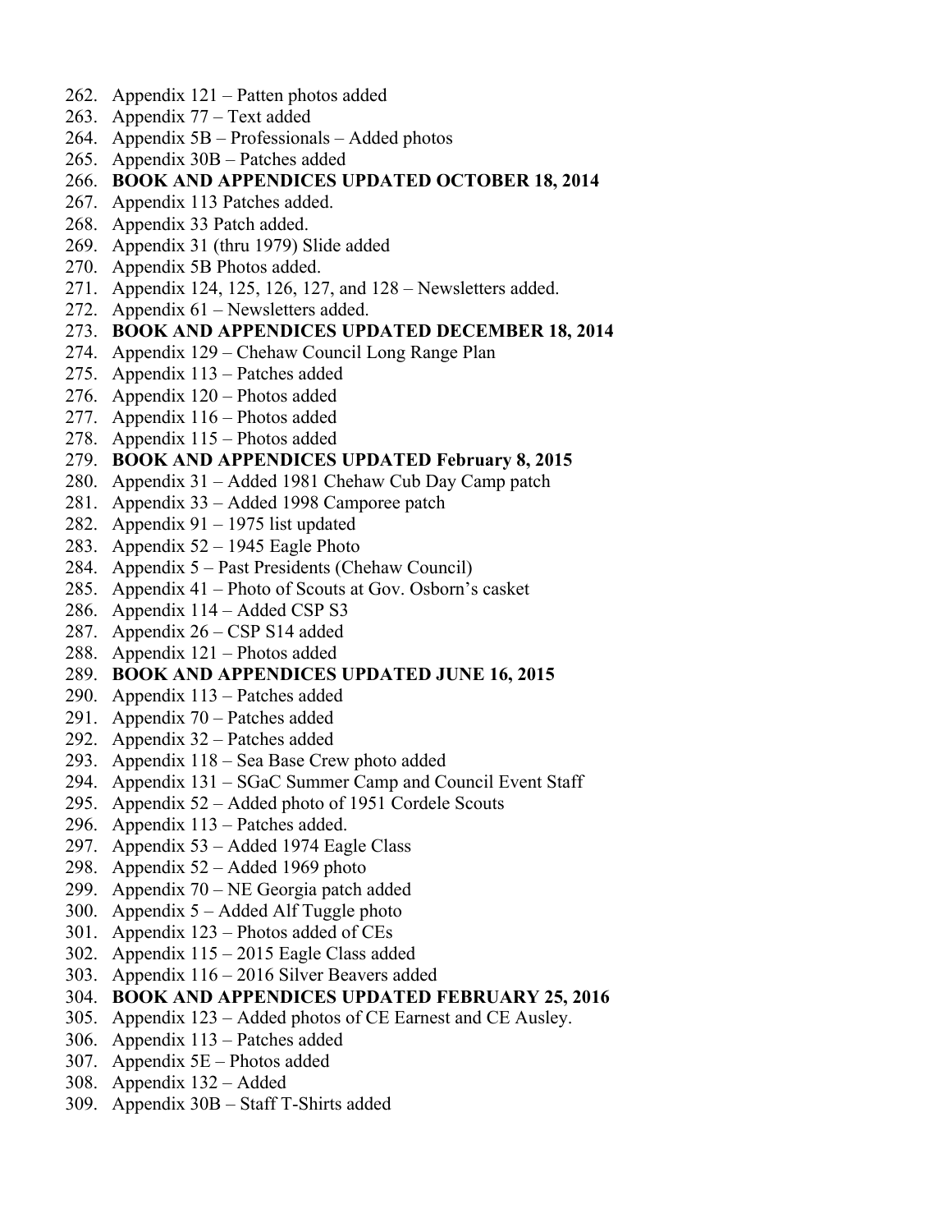262. Appendix 121 – Patten photos added
263. Appendix 77 – Text added
264. Appendix 5B – Professionals – Added photos
265. Appendix 30B – Patches added
266. **BOOK AND APPENDICES UPDATED OCTOBER 18, 2014**
267. Appendix 113 Patches added.
268. Appendix 33 Patch added.
269. Appendix 31 (thru 1979) Slide added
270. Appendix 5B Photos added.
271. Appendix 124, 125, 126, 127, and 128 – Newsletters added.
272. Appendix 61 – Newsletters added.
273. **BOOK AND APPENDICES UPDATED DECEMBER 18, 2014**
274. Appendix 129 – Chehaw Council Long Range Plan
275. Appendix 113 – Patches added
276. Appendix 120 – Photos added
277. Appendix 116 – Photos added
278. Appendix 115 – Photos added
279. **BOOK AND APPENDICES UPDATED February 8, 2015**
280. Appendix 31 – Added 1981 Chehaw Cub Day Camp patch
281. Appendix 33 – Added 1998 Camporee patch
282. Appendix 91 – 1975 list updated
283. Appendix 52 – 1945 Eagle Photo
284. Appendix 5 – Past Presidents (Chehaw Council)
285. Appendix 41 – Photo of Scouts at Gov. Osborn's casket
286. Appendix 114 – Added CSP S3
287. Appendix 26 – CSP S14 added
288. Appendix 121 – Photos added
289. **BOOK AND APPENDICES UPDATED JUNE 16, 2015**
290. Appendix 113 – Patches added
291. Appendix 70 – Patches added
292. Appendix 32 – Patches added
293. Appendix 118 – Sea Base Crew photo added
294. Appendix 131 – SGaC Summer Camp and Council Event Staff
295. Appendix 52 – Added photo of 1951 Cordele Scouts
296. Appendix 113 – Patches added.
297. Appendix 53 – Added 1974 Eagle Class
298. Appendix 52 – Added 1969 photo
299. Appendix 70 – NE Georgia patch added
300. Appendix 5 – Added Alf Tuggle photo
301. Appendix 123 – Photos added of CEs
302. Appendix 115 – 2015 Eagle Class added
303. Appendix 116 – 2016 Silver Beavers added
304. **BOOK AND APPENDICES UPDATED FEBRUARY 25, 2016**
305. Appendix 123 – Added photos of CE Earnest and CE Ausley.
306. Appendix 113 – Patches added
307. Appendix 5E – Photos added
308. Appendix 132 – Added
309. Appendix 30B – Staff T-Shirts added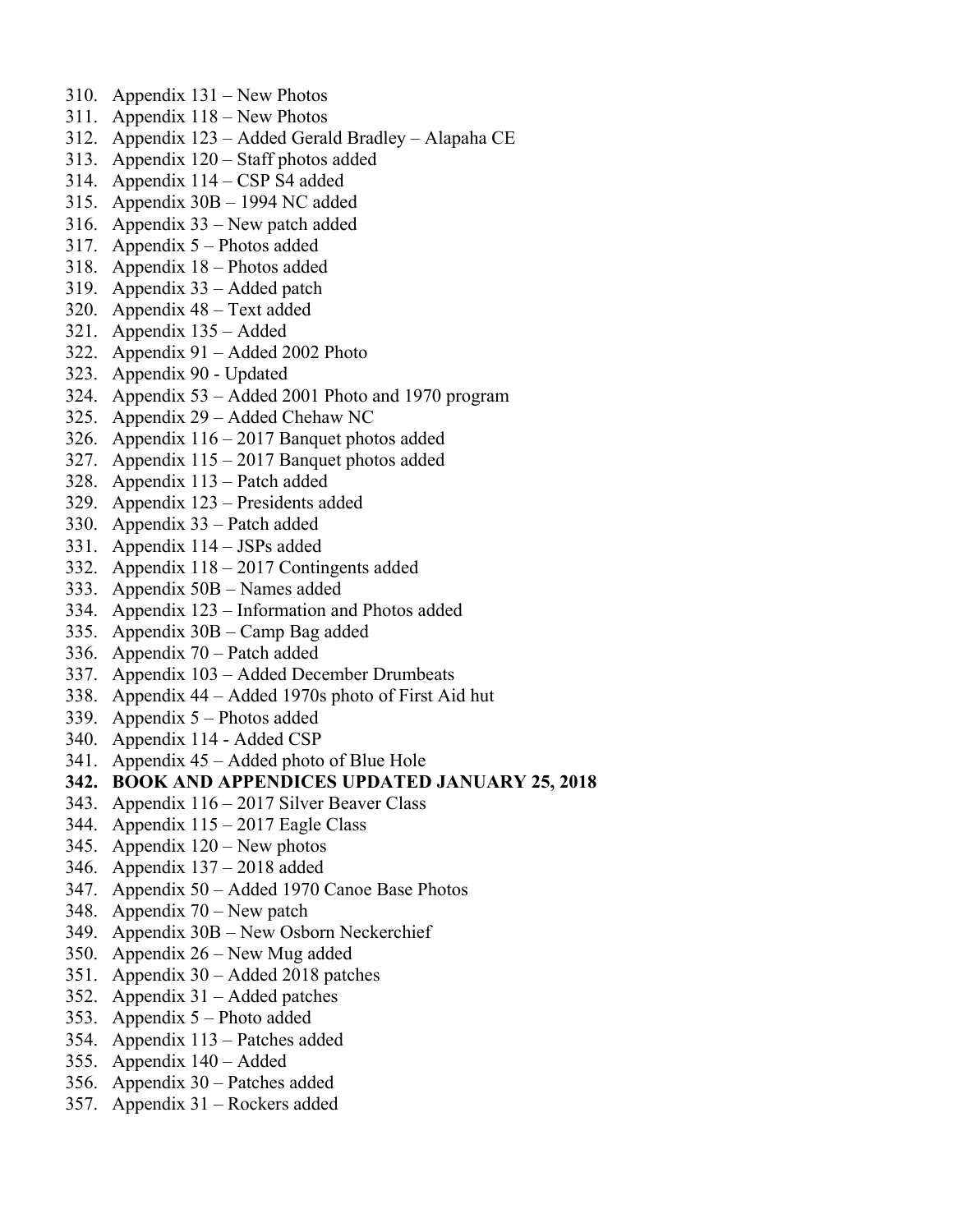310. Appendix 131 – New Photos
311. Appendix 118 – New Photos
312. Appendix 123 – Added Gerald Bradley – Alapaha CE
313. Appendix 120 – Staff photos added
314. Appendix 114 – CSP S4 added
315. Appendix 30B – 1994 NC added
316. Appendix 33 – New patch added
317. Appendix 5 – Photos added
318. Appendix 18 – Photos added
319. Appendix 33 – Added patch
320. Appendix 48 – Text added
321. Appendix 135 – Added
322. Appendix 91 – Added 2002 Photo
323. Appendix 90 - Updated
324. Appendix 53 – Added 2001 Photo and 1970 program
325. Appendix 29 – Added Chehaw NC
326. Appendix 116 – 2017 Banquet photos added
327. Appendix 115 – 2017 Banquet photos added
328. Appendix 113 – Patch added
329. Appendix 123 – Presidents added
330. Appendix 33 – Patch added
331. Appendix 114 – JSPs added
332. Appendix 118 – 2017 Contingents added
333. Appendix 50B – Names added
334. Appendix 123 – Information and Photos added
335. Appendix 30B – Camp Bag added
336. Appendix 70 – Patch added
337. Appendix 103 – Added December Drumbeats
338. Appendix 44 – Added 1970s photo of First Aid hut
339. Appendix 5 – Photos added
340. Appendix 114 - Added CSP
341. Appendix 45 – Added photo of Blue Hole
342. **BOOK AND APPENDICES UPDATED JANUARY 25, 2018**
343. Appendix 116 – 2017 Silver Beaver Class
344. Appendix 115 – 2017 Eagle Class
345. Appendix 120 – New photos
346. Appendix 137 – 2018 added
347. Appendix 50 – Added 1970 Canoe Base Photos
348. Appendix 70 – New patch
349. Appendix 30B – New Osborn Neckerchief
350. Appendix 26 – New Mug added
351. Appendix 30 – Added 2018 patches
352. Appendix 31 – Added patches
353. Appendix 5 – Photo added
354. Appendix 113 – Patches added
355. Appendix 140 – Added
356. Appendix 30 – Patches added
357. Appendix 31 – Rockers added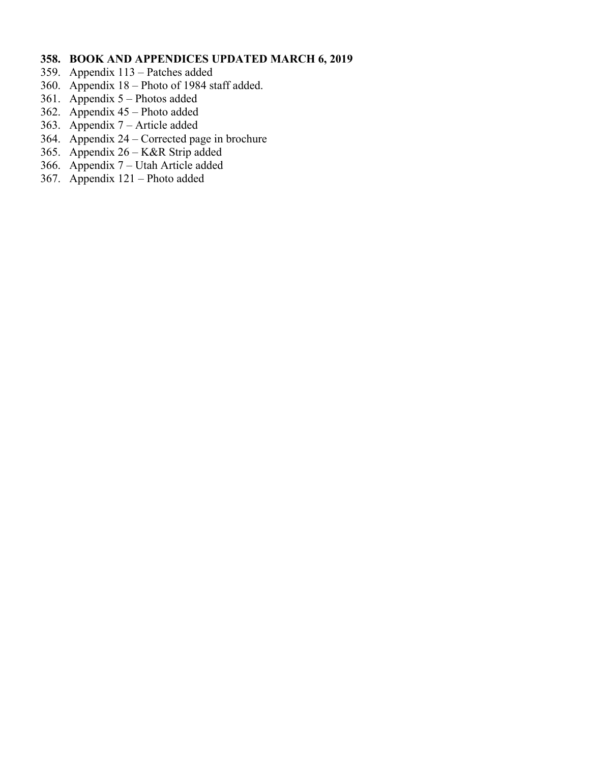358. **BOOK AND APPENDICES UPDATED MARCH 6, 2019**
359. Appendix 113 – Patches added
360. Appendix 18 – Photo of 1984 staff added.
361. Appendix 5 – Photos added
362. Appendix 45 – Photo added
363. Appendix 7 – Article added
364. Appendix 24 – Corrected page in brochure
365. Appendix 26 – K&R Strip added
366. Appendix 7 – Utah Article added
367. Appendix 121 – Photo added